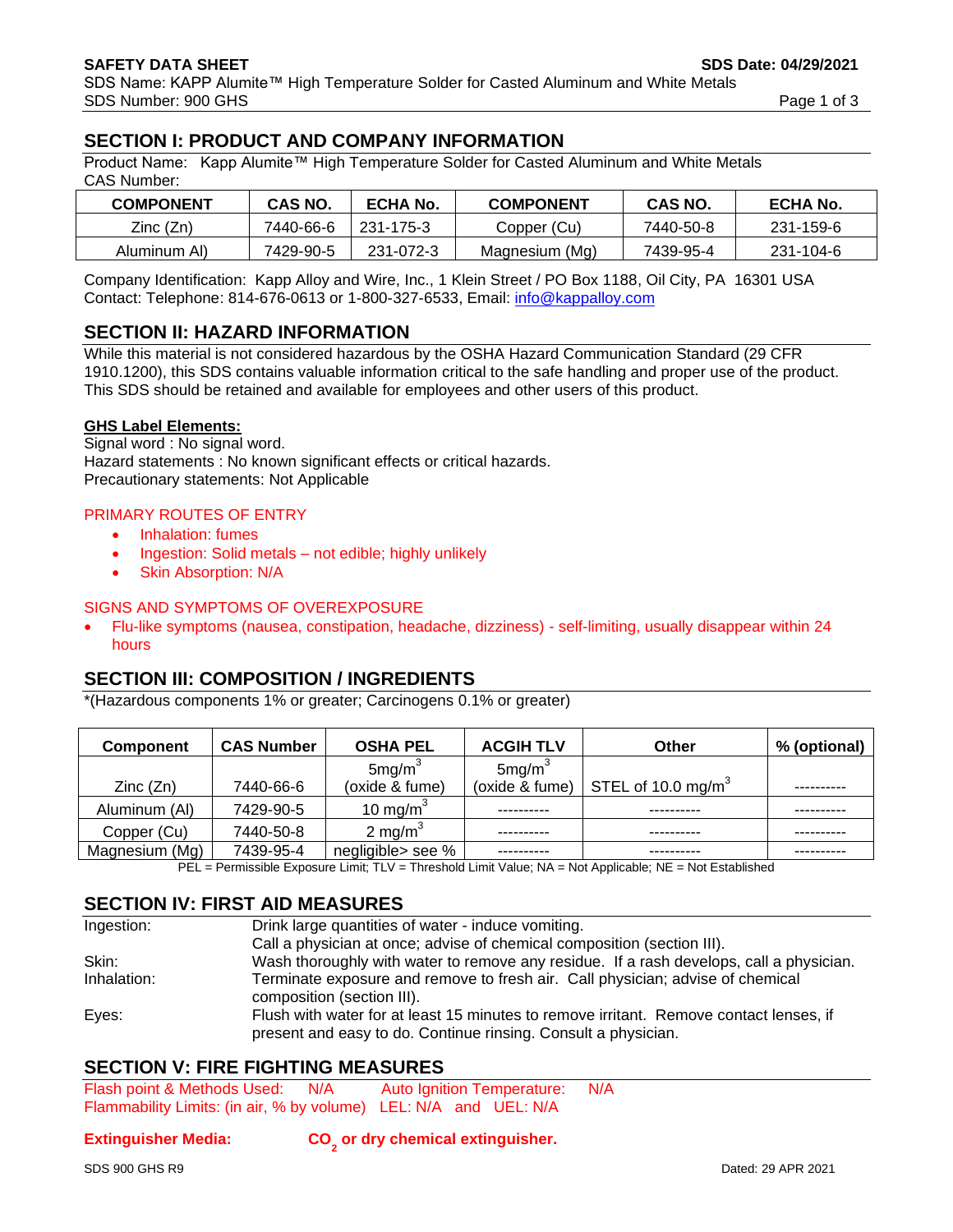# SAFETY DATA SHEET

**SDS Date: 04/29/2021**

SDS Name: KAPP Alumite™ High Temperature Solder for Casted Aluminum and White Metals
SDS Number: 900 GHS

## SECTION I: PRODUCT AND COMPANY INFORMATION

Product Name: Kapp Alumite™ High Temperature Solder for Casted Aluminum and White Metals
CAS Number:

| COMPONENT | CAS NO. | ECHA No. | COMPONENT | CAS NO. | ECHA No. |
|---|---|---|---|---|---|
| Zinc (Zn) | 7440-66-6 | 231-175-3 | Copper (Cu) | 7440-50-8 | 231-159-6 |
| Aluminum Al) | 7429-90-5 | 231-072-3 | Magnesium (Mg) | 7439-95-4 | 231-104-6 |

Company Identification: Kapp Alloy and Wire, Inc., 1 Klein Street / PO Box 1188, Oil City, PA 16301 USA
Contact: Telephone: 814-676-0613 or 1-800-327-6533, Email: info@kappalloy.com

## SECTION II: HAZARD INFORMATION

While this material is not considered hazardous by the OSHA Hazard Communication Standard (29 CFR 1910.1200), this SDS contains valuable information critical to the safe handling and proper use of the product. This SDS should be retained and available for employees and other users of this product.

**GHS Label Elements:**

Signal word : No signal word.
Hazard statements : No known significant effects or critical hazards.
Precautionary statements: Not Applicable

PRIMARY ROUTES OF ENTRY

- Inhalation: fumes
- Ingestion: Solid metals – not edible; highly unlikely
- Skin Absorption: N/A

SIGNS AND SYMPTOMS OF OVEREXPOSURE

- Flu-like symptoms (nausea, constipation, headache, dizziness) - self-limiting, usually disappear within 24 hours

## SECTION III: COMPOSITION / INGREDIENTS

*(Hazardous components 1% or greater; Carcinogens 0.1% or greater)

| Component | CAS Number | OSHA PEL | ACGIH TLV | Other | % (optional) |
|---|---|---|---|---|---|
| Zinc (Zn) | 7440-66-6 | 5mg/m$^3$ (oxide & fume) | 5mg/m$^3$ (oxide & fume) | STEL of 10.0 mg/m$^3$ | ---------- |
| Aluminum (Al) | 7429-90-5 | 10 mg/m$^3$ | ---------- | ---------- | ---------- |
| Copper (Cu) | 7440-50-8 | 2 mg/m$^3$ | ---------- | ---------- | ---------- |
| Magnesium (Mg) | 7439-95-4 | negligible> see % | ---------- | ---------- | ---------- |

PEL = Permissible Exposure Limit; TLV = Threshold Limit Value; NA = Not Applicable; NE = Not Established

## SECTION IV: FIRST AID MEASURES

| | |
|---|---|
| Ingestion: | Drink large quantities of water - induce vomiting. Call a physician at once; advise of chemical composition (section III). |
| Skin: | Wash thoroughly with water to remove any residue. If a rash develops, call a physician. |
| Inhalation: | Terminate exposure and remove to fresh air. Call physician; advise of chemical composition (section III). |
| Eyes: | Flush with water for at least 15 minutes to remove irritant. Remove contact lenses, if present and easy to do. Continue rinsing. Consult a physician. |

## SECTION V: FIRE FIGHTING MEASURES

Flash point & Methods Used: N/A Auto Ignition Temperature: N/A
Flammability Limits: (in air, % by volume) LEL: N/A and UEL: N/A

**Extinguisher Media:** **$CO_2$ or dry chemical extinguisher.**

SDS 900 GHS R9 Dated: 29 APR 2021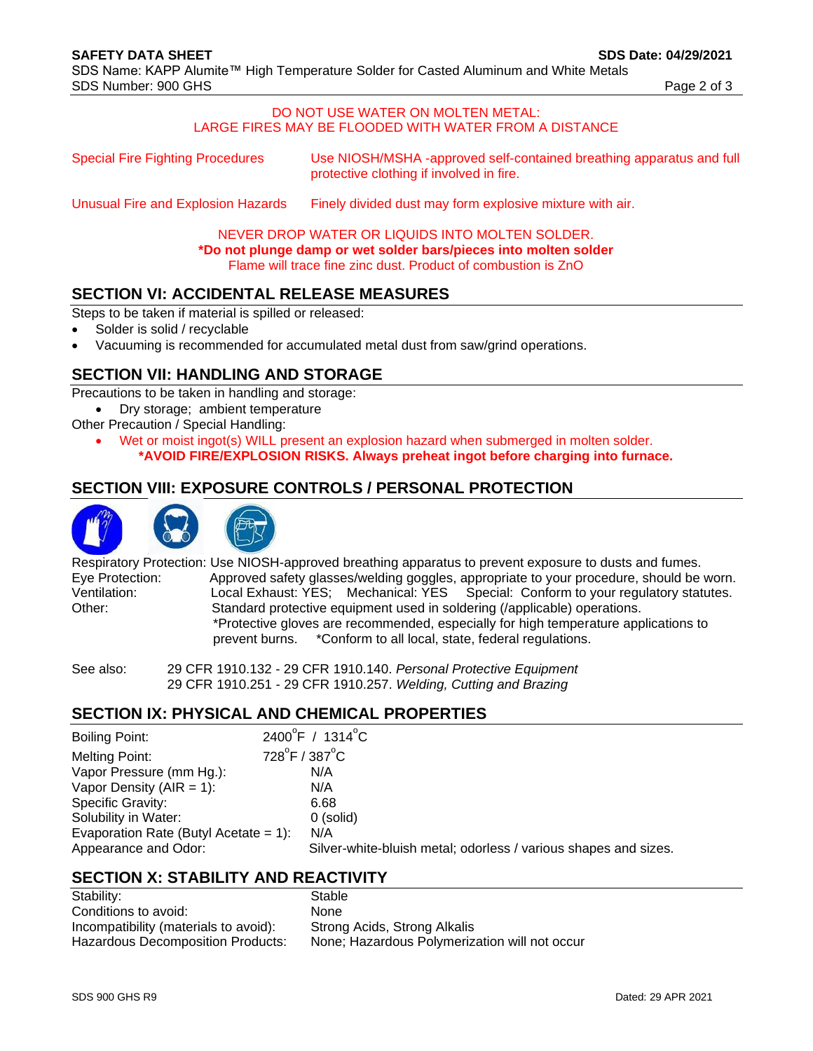DO NOT USE WATER ON MOLTEN METAL:
LARGE FIRES MAY BE FLOODED WITH WATER FROM A DISTANCE

| | |
|---|---|
| Special Fire Fighting Procedures | Use NIOSH/MSHA -approved self-contained breathing apparatus and full protective clothing if involved in fire. |
| Unusual Fire and Explosion Hazards | Finely divided dust may form explosive mixture with air. |

NEVER DROP WATER OR LIQUIDS INTO MOLTEN SOLDER.
**\*Do not plunge damp or wet solder bars/pieces into molten solder**
Flame will trace fine zinc dust. Product of combustion is ZnO

## SECTION VI: ACCIDENTAL RELEASE MEASURES

Steps to be taken if material is spilled or released:

- Solder is solid / recyclable
- Vacuuming is recommended for accumulated metal dust from saw/grind operations.

## SECTION VII: HANDLING AND STORAGE

Precautions to be taken in handling and storage:

- Dry storage; ambient temperature

Other Precaution / Special Handling:

- Wet or moist ingot(s) WILL present an explosion hazard when submerged in molten solder.
  **\*AVOID FIRE/EXPLOSION RISKS. Always preheat ingot before charging into furnace.**

## SECTION VIII: EXPOSURE CONTROLS / PERSONAL PROTECTION

Respiratory Protection: Use NIOSH-approved breathing apparatus to prevent exposure to dusts and fumes.
Eye Protection: Approved safety glasses/welding goggles, appropriate to your procedure, should be worn.
Ventilation: Local Exhaust: YES; Mechanical: YES Special: Conform to your regulatory statutes.
Other: Standard protective equipment used in soldering (/applicable) operations.
\*Protective gloves are recommended, especially for high temperature applications to prevent burns. \*Conform to all local, state, federal regulations.

See also: 29 CFR 1910.132 - 29 CFR 1910.140. *Personal Protective Equipment*
29 CFR 1910.251 - 29 CFR 1910.257. *Welding, Cutting and Brazing*

## SECTION IX: PHYSICAL AND CHEMICAL PROPERTIES

| | |
|---|---|
| Boiling Point: | 2400°F / 1314°C |
| Melting Point: | 728°F / 387°C |
| Vapor Pressure (mm Hg.): | N/A |
| Vapor Density (AIR = 1): | N/A |
| Specific Gravity: | 6.68 |
| Solubility in Water: | 0 (solid) |
| Evaporation Rate (Butyl Acetate = 1): | N/A |
| Appearance and Odor: | Silver-white-bluish metal; odorless / various shapes and sizes. |

## SECTION X: STABILITY AND REACTIVITY

| | |
|---|---|
| Stability: | Stable |
| Conditions to avoid: | None |
| Incompatibility (materials to avoid): | Strong Acids, Strong Alkalis |
| Hazardous Decomposition Products: | None; Hazardous Polymerization will not occur |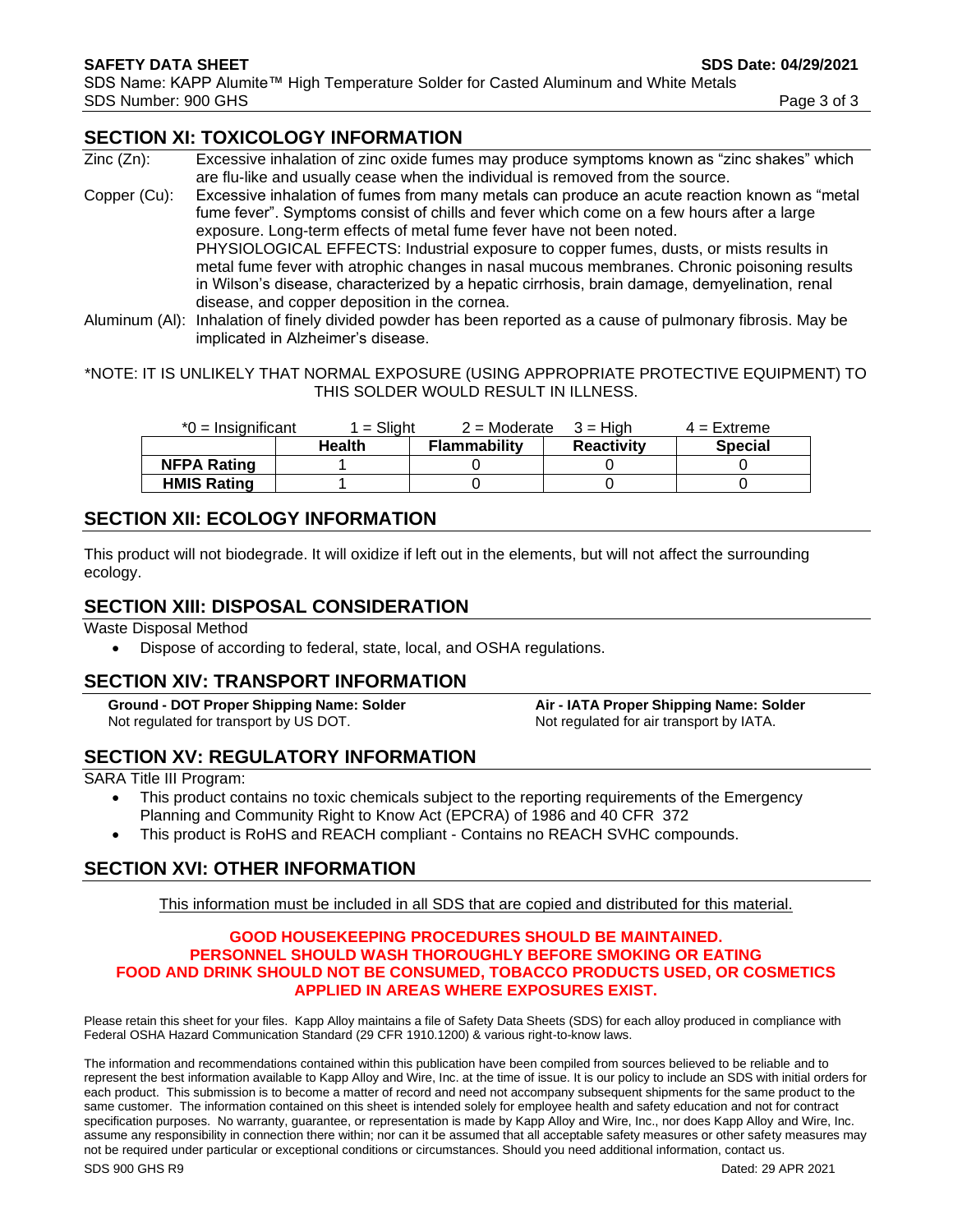## SECTION XI: TOXICOLOGY INFORMATION

Zinc (Zn): Excessive inhalation of zinc oxide fumes may produce symptoms known as "zinc shakes" which are flu-like and usually cease when the individual is removed from the source.

Copper (Cu): Excessive inhalation of fumes from many metals can produce an acute reaction known as "metal fume fever". Symptoms consist of chills and fever which come on a few hours after a large exposure. Long-term effects of metal fume fever have not been noted.
PHYSIOLOGICAL EFFECTS: Industrial exposure to copper fumes, dusts, or mists results in metal fume fever with atrophic changes in nasal mucous membranes. Chronic poisoning results in Wilson's disease, characterized by a hepatic cirrhosis, brain damage, demyelination, renal disease, and copper deposition in the cornea.

Aluminum (Al): Inhalation of finely divided powder has been reported as a cause of pulmonary fibrosis. May be implicated in Alzheimer's disease.

*NOTE: IT IS UNLIKELY THAT NORMAL EXPOSURE (USING APPROPRIATE PROTECTIVE EQUIPMENT) TO THIS SOLDER WOULD RESULT IN ILLNESS.

*0 = Insignificant 1 = Slight 2 = Moderate 3 = High 4 = Extreme

| | Health | Flammability | Reactivity | Special |
|---|---|---|---|---|
| **NFPA Rating** | 1 | 0 | 0 | 0 |
| **HMIS Rating** | 1 | 0 | 0 | 0 |

## SECTION XII: ECOLOGY INFORMATION

This product will not biodegrade. It will oxidize if left out in the elements, but will not affect the surrounding ecology.

## SECTION XIII: DISPOSAL CONSIDERATION

Waste Disposal Method

- Dispose of according to federal, state, local, and OSHA regulations.

## SECTION XIV: TRANSPORT INFORMATION

**Ground - DOT Proper Shipping Name: Solder**
Not regulated for transport by US DOT.

**Air - IATA Proper Shipping Name: Solder**
Not regulated for air transport by IATA.

## SECTION XV: REGULATORY INFORMATION

SARA Title III Program:

- This product contains no toxic chemicals subject to the reporting requirements of the Emergency Planning and Community Right to Know Act (EPCRA) of 1986 and 40 CFR 372
- This product is RoHS and REACH compliant - Contains no REACH SVHC compounds.

## SECTION XVI: OTHER INFORMATION

This information must be included in all SDS that are copied and distributed for this material.

**GOOD HOUSEKEEPING PROCEDURES SHOULD BE MAINTAINED.**
**PERSONNEL SHOULD WASH THOROUGHLY BEFORE SMOKING OR EATING**
**FOOD AND DRINK SHOULD NOT BE CONSUMED, TOBACCO PRODUCTS USED, OR COSMETICS APPLIED IN AREAS WHERE EXPOSURES EXIST.**

Please retain this sheet for your files. Kapp Alloy maintains a file of Safety Data Sheets (SDS) for each alloy produced in compliance with Federal OSHA Hazard Communication Standard (29 CFR 1910.1200) & various right-to-know laws.

The information and recommendations contained within this publication have been compiled from sources believed to be reliable and to represent the best information available to Kapp Alloy and Wire, Inc. at the time of issue. It is our policy to include an SDS with initial orders for each product. This submission is to become a matter of record and need not accompany subsequent shipments for the same product to the same customer. The information contained on this sheet is intended solely for employee health and safety education and not for contract specification purposes. No warranty, guarantee, or representation is made by Kapp Alloy and Wire, Inc., nor does Kapp Alloy and Wire, Inc. assume any responsibility in connection there within; nor can it be assumed that all acceptable safety measures or other safety measures may not be required under particular or exceptional conditions or circumstances. Should you need additional information, contact us.

SDS 900 GHS R9 Dated: 29 APR 2021